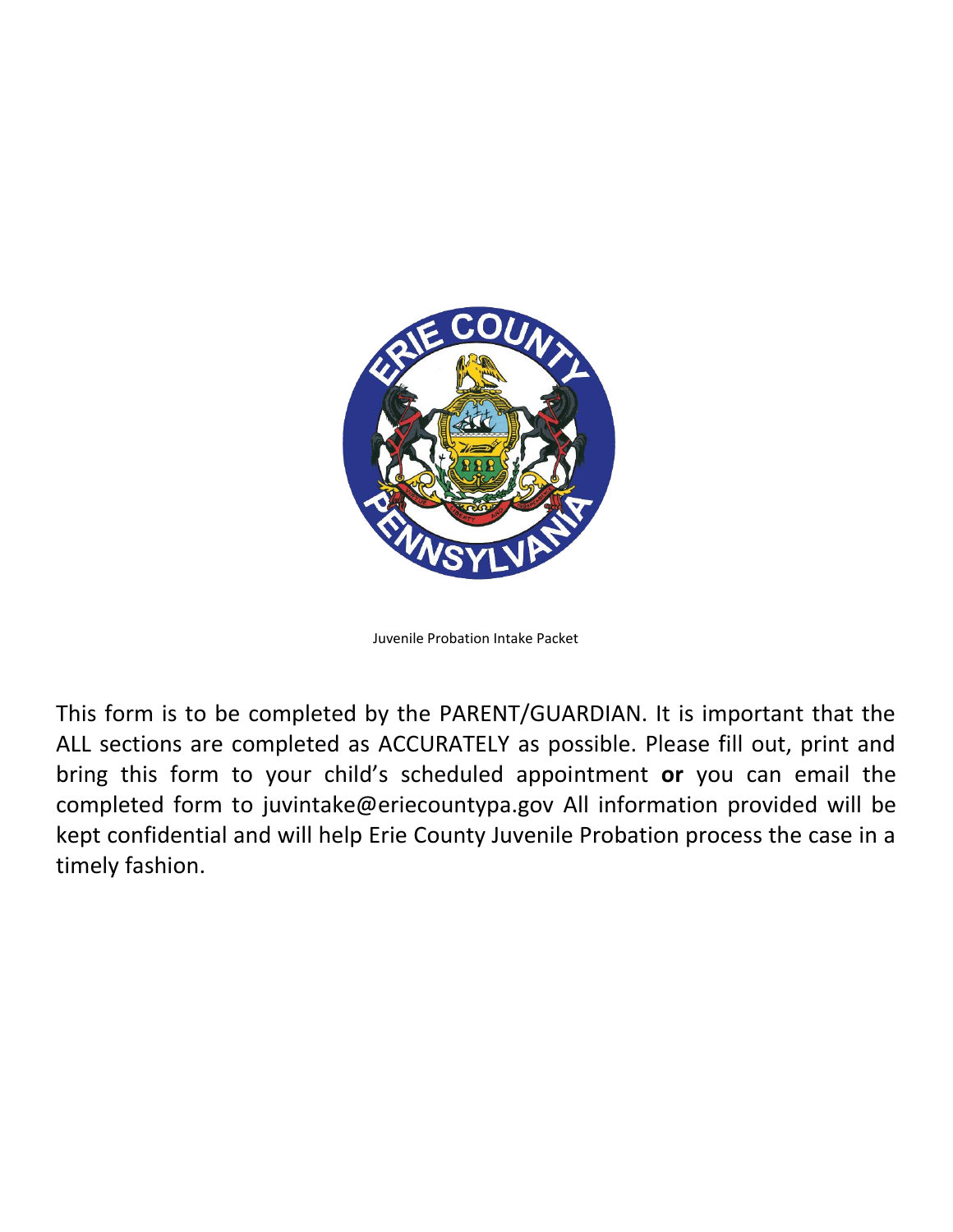Juvenile Probation Intake Packet

This form is to be completed by the PARENT/GUARDIAN. It is important that the ALL sections are completed as ACCURATELY as possible. Please fill out, print and bring this form to your child's scheduled appointment **or** you can email the completed form to juvintake@eriecountypa.gov All information provided will be kept confidential and will help Erie County Juvenile Probation process the case in a timely fashion.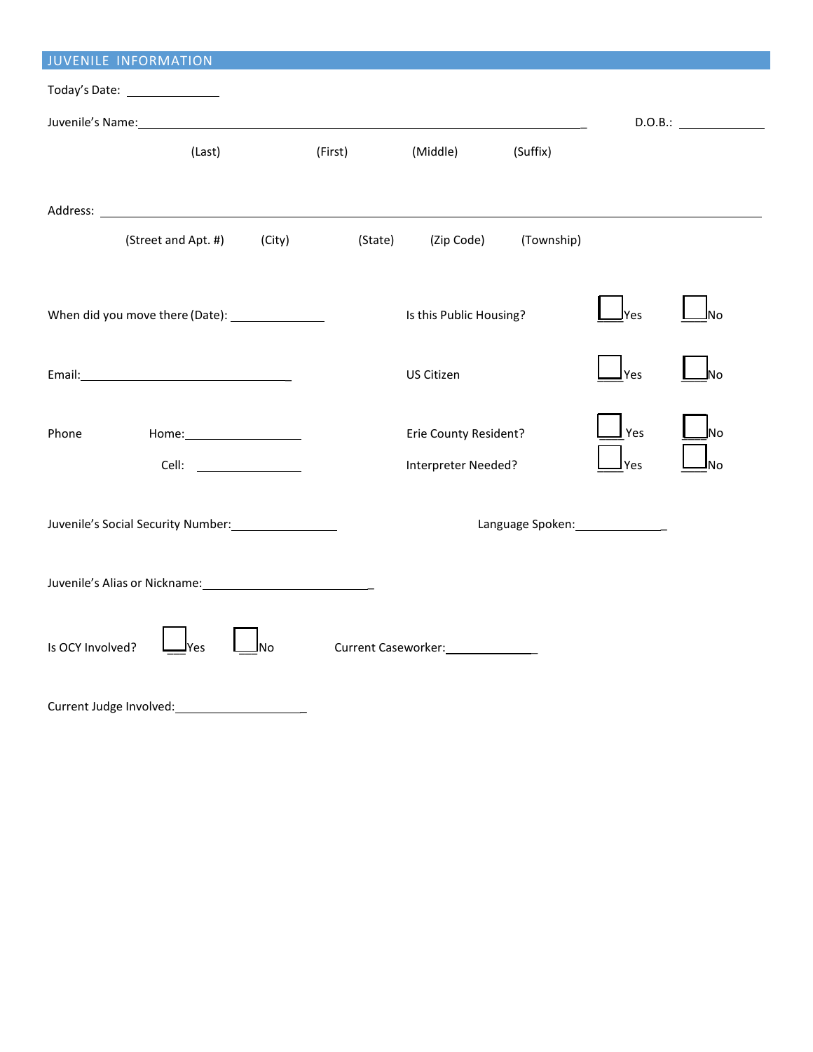## JUVENILE INFORMATION

Today's Date: ______________

Juvenile's Name: ______________________________________________________________ D.O.B.: ______________

(Last) (First) (Middle) (Suffix)

Address: ____________________________________________________________________________________

(Street and Apt. #) (City) (State) (Zip Code) (Township)

When did you move there (Date): ______________ Is this Public Housing? ☐ Yes ☐ No

Email: ________________________________ US Citizen ☐ Yes ☐ No

Phone Home: ________________ Erie County Resident? ☐ Yes ☐ No

Cell: ________________ Interpreter Needed? ☐ Yes ☐ No

Juvenile's Social Security Number: ________________ Language Spoken: ______________

Juvenile's Alias or Nickname: __________________________

Is OCY Involved? ☐ Yes ☐ No Current Caseworker: ______________

Current Judge Involved: ____________________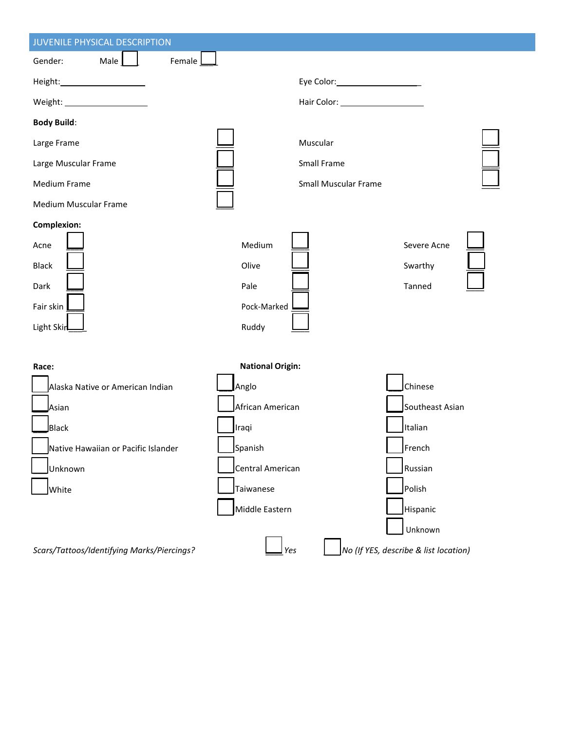## JUVENILE PHYSICAL DESCRIPTION

Gender: Male ☐ Female ☐

Height: ____________________ Eye Color: ____________________

Weight: ____________________ Hair Color: ____________________

**Body Build**:

| | | | |
|---|---|---|---|
| Large Frame | ☐ | Muscular | ☐ |
| Large Muscular Frame | ☐ | Small Frame | ☐ |
| Medium Frame | ☐ | Small Muscular Frame | ☐ |
| Medium Muscular Frame | ☐ | | |

**Complexion:**

| | | | | | |
|---|---|---|---|---|---|
| Acne | ☐ | Medium | ☐ | Severe Acne | ☐ |
| Black | ☐ | Olive | ☐ | Swarthy | ☐ |
| Dark | ☐ | Pale | ☐ | Tanned | ☐ |
| Fair skin | ☐ | Pock-Marked | ☐ | | |
| Light Skin | ☐ | Ruddy | ☐ | | |

| **Race:** | **National Origin:** | |
|---|---|---|
| ☐ Alaska Native or American Indian | ☐ Anglo | ☐ Chinese |
| ☐ Asian | ☐ African American | ☐ Southeast Asian |
| ☐ Black | ☐ Iraqi | ☐ Italian |
| ☐ Native Hawaiian or Pacific Islander | ☐ Spanish | ☐ French |
| ☐ Unknown | ☐ Central American | ☐ Russian |
| ☐ White | ☐ Taiwanese | ☐ Polish |
| | ☐ Middle Eastern | ☐ Hispanic |
| | | ☐ Unknown |

*Scars/Tattoos/Identifying Marks/Piercings?* ☐ *Yes* ☐ *No (If YES, describe & list location)*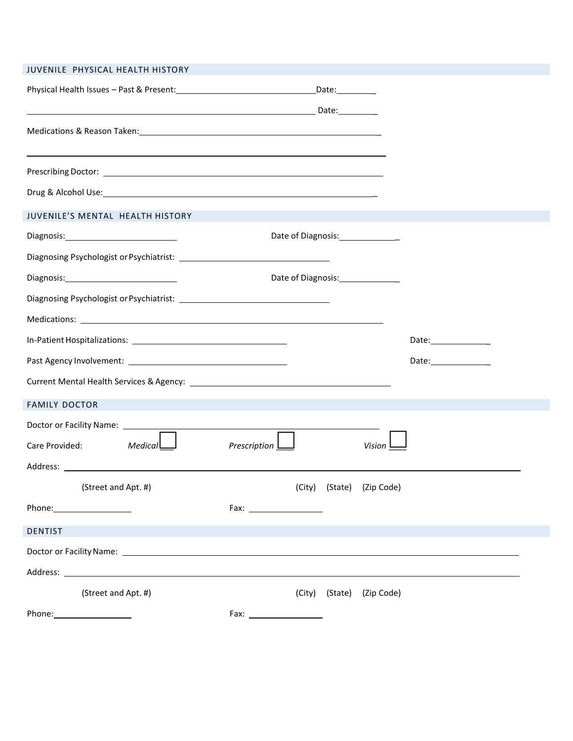## JUVENILE PHYSICAL HEALTH HISTORY

Physical Health Issues – Past & Present:______________________________Date:________

______________________________________________________________ Date:________

Medications & Reason Taken:_________________________________________________

_____________________________________________________________________

Prescribing Doctor: ___________________________________________________

Drug & Alcohol Use:___________________________________________________

## JUVENILE'S MENTAL HEALTH HISTORY

Diagnosis:________________________ Date of Diagnosis:____________

Diagnosing Psychologist or Psychiatrist: ________________________________

Diagnosis:________________________ Date of Diagnosis:____________

Diagnosing Psychologist or Psychiatrist: ________________________________

Medications: _____________________________________________________

In-Patient Hospitalizations: ______________________________ Date:____________

Past Agency Involvement: ______________________________ Date:____________

Current Mental Health Services & Agency: ________________________________

## FAMILY DOCTOR

Doctor or Facility Name: _________________________________________________

Care Provided: *Medical* ☐ *Prescription* ☐ *Vision* ☐

Address: _____________________________________________________________________

(Street and Apt. #) (City) (State) (Zip Code)

Phone:________________ Fax: ________________

## DENTIST

Doctor or Facility Name: ______________________________________________________

Address: _____________________________________________________________________

(Street and Apt. #) (City) (State) (Zip Code)

Phone:________________ Fax: ________________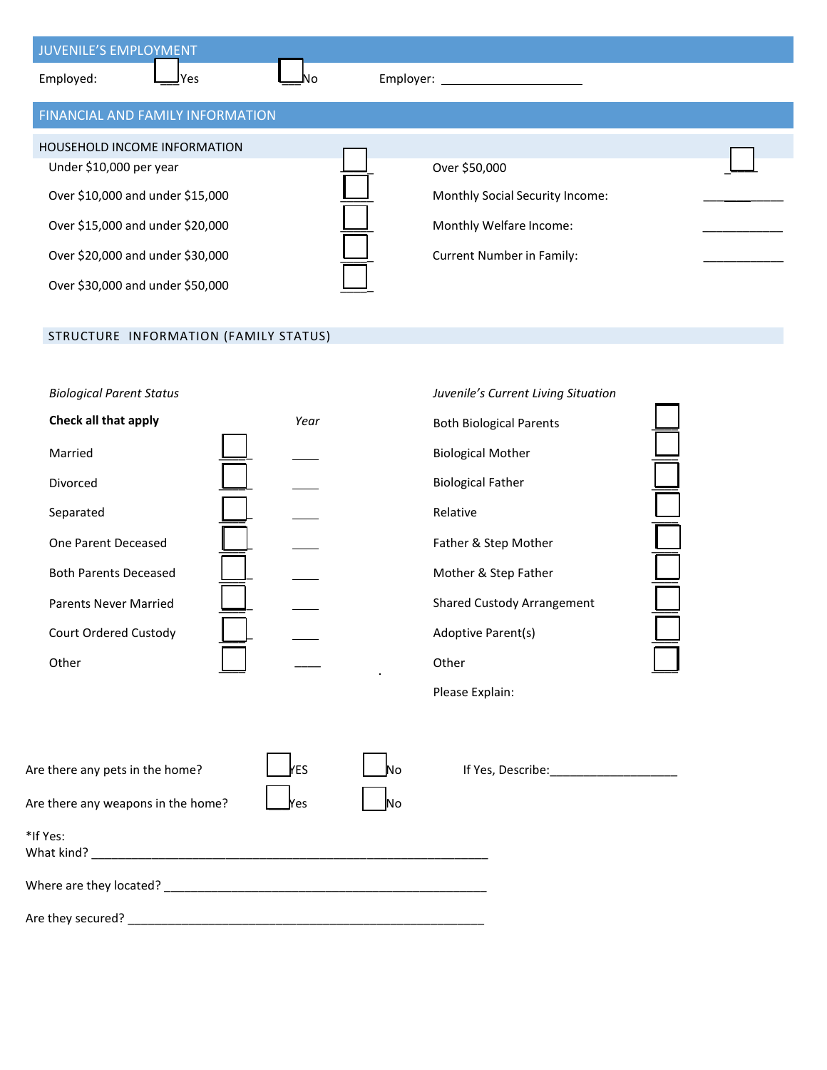## JUVENILE'S EMPLOYMENT

Employed: ☐ Yes ☐ No Employer: ____________________

## FINANCIAL AND FAMILY INFORMATION

### HOUSEHOLD INCOME INFORMATION

| | | | |
|---|---|---|---|
| Under $10,000 per year | ☐ | Over $50,000 | ☐ |
| Over $10,000 and under $15,000 | ☐ | Monthly Social Security Income: | ____________ |
| Over $15,000 and under $20,000 | ☐ | Monthly Welfare Income: | ____________ |
| Over $20,000 and under $30,000 | ☐ | Current Number in Family: | ____________ |
| Over $30,000 and under $50,000 | ☐ | | |

### STRUCTURE INFORMATION (FAMILY STATUS)

| *Biological Parent Status* | | | *Juvenile's Current Living Situation* | |
|---|---|---|---|---|
| **Check all that apply** | | *Year* | | |
| Married | ☐ | ____ | Both Biological Parents | ☐ |
| Divorced | ☐ | ____ | Biological Mother | ☐ |
| Separated | ☐ | ____ | Biological Father | ☐ |
| One Parent Deceased | ☐ | ____ | Relative | ☐ |
| Both Parents Deceased | ☐ | ____ | Father & Step Mother | ☐ |
| Parents Never Married | ☐ | ____ | Mother & Step Father | ☐ |
| Court Ordered Custody | ☐ | ____ | Shared Custody Arrangement | ☐ |
| Other | ☐ | ____ | Adoptive Parent(s) | ☐ |
| | | | Other | ☐ |
| | | | Please Explain: | |

Are there any pets in the home? ☐ YES ☐ No If Yes, Describe:___________________

Are there any weapons in the home? ☐ Yes ☐ No

*If Yes:
What kind? ___________________________________________________________

Where are they located? _________________________________________________

Are they secured? ______________________________________________________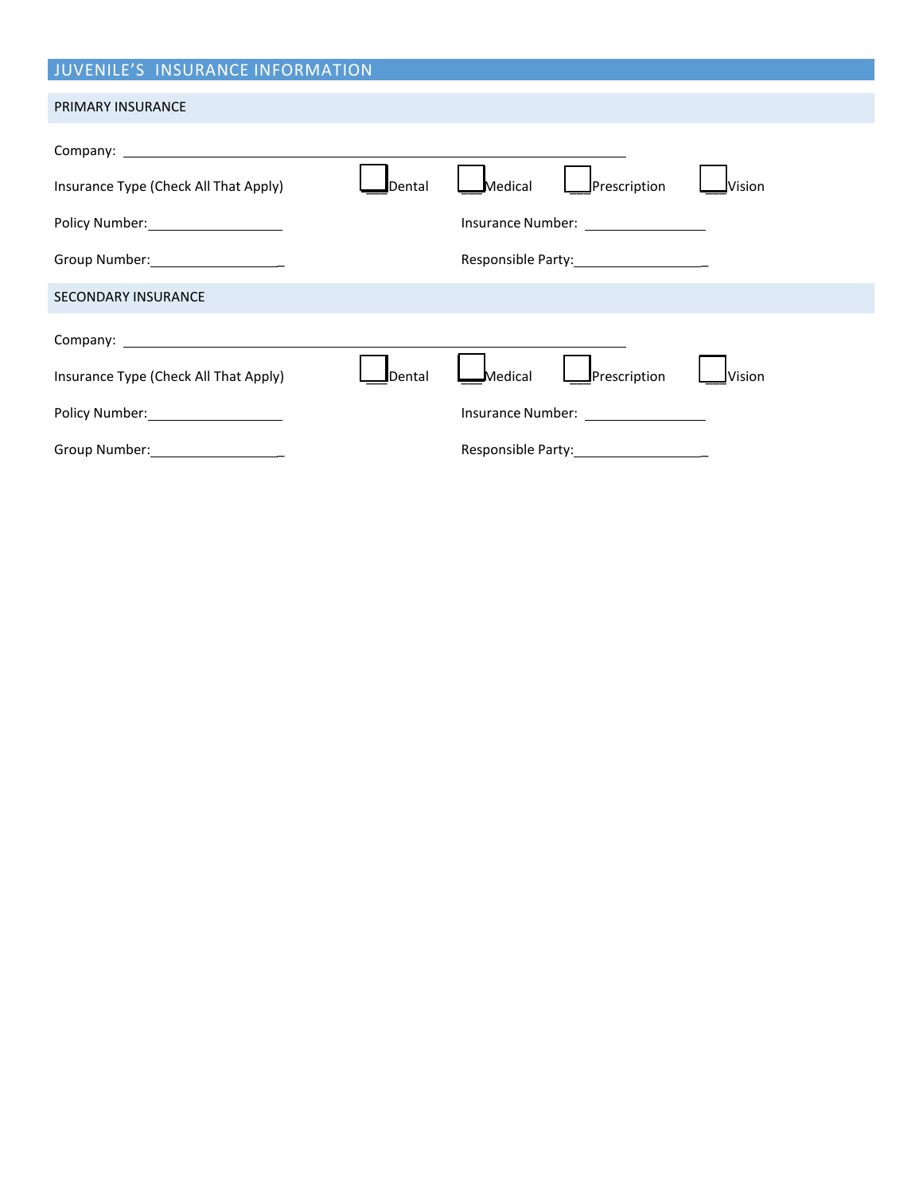## JUVENILE'S INSURANCE INFORMATION

### PRIMARY INSURANCE

Company: ____________________________________________

Insurance Type (Check All That Apply) ☐ Dental ☐ Medical ☐ Prescription ☐ Vision

Policy Number: ________________ Insurance Number: ______________

Group Number: ________________ Responsible Party: ________________

### SECONDARY INSURANCE

Company: ____________________________________________

Insurance Type (Check All That Apply) ☐ Dental ☐ Medical ☐ Prescription ☐ Vision

Policy Number: ________________ Insurance Number: ______________

Group Number: ________________ Responsible Party: ________________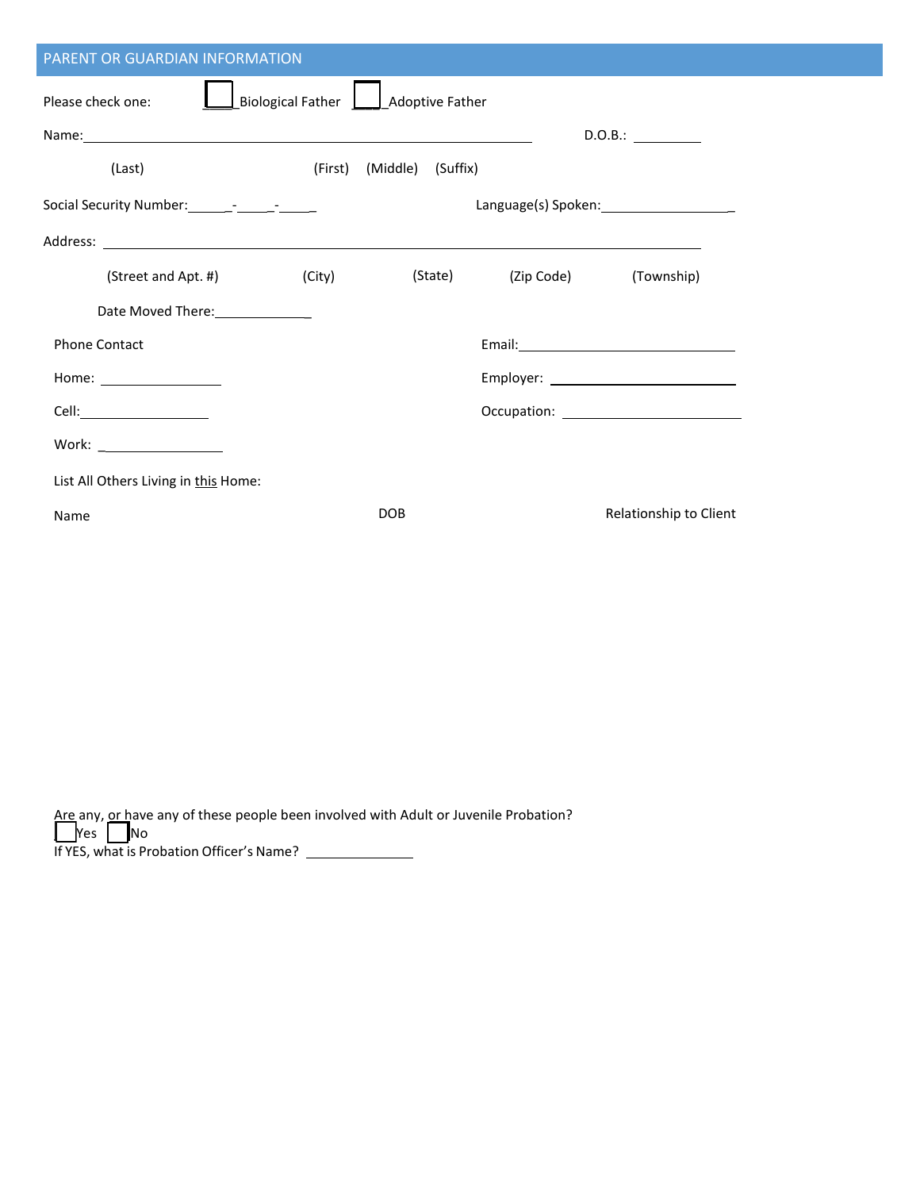## PARENT OR GUARDIAN INFORMATION

Please check one: ☐ Biological Father ☐ Adoptive Father

Name: ______________________________________________ D.O.B.: __________

(Last) (First) (Middle) (Suffix)

Social Security Number: ______-_____-_____ Language(s) Spoken: __________________

Address: ______________________________________________________________

(Street and Apt. #) (City) (State) (Zip Code) (Township)

Date Moved There: ______________

Phone Contact

Home: ________________

Cell: ________________

Work: ________________

Email: ______________________________

Employer: ___________________________

Occupation: _________________________

List All Others Living in this Home:

| Name | DOB | Relationship to Client |
| --- | --- | --- |
| | | |

Are any, or have any of these people been involved with Adult or Juvenile Probation?
☐ Yes ☐ No
If YES, what is Probation Officer's Name? _______________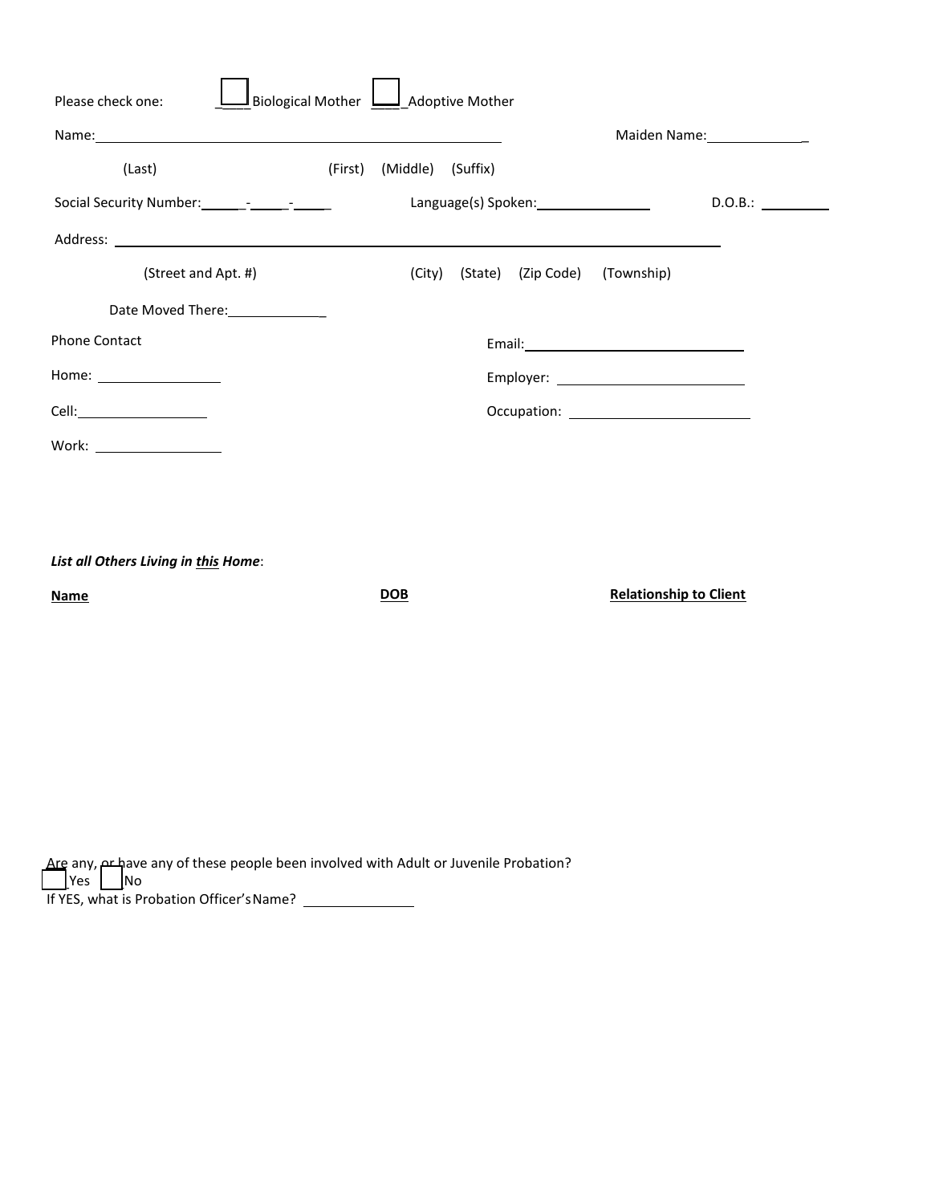Please check one: ☐ Biological Mother ☐ Adoptive Mother

Name: ______________________________ Maiden Name: ____________

(Last) (First) (Middle) (Suffix)

Social Security Number: _____-_____-_____ Language(s) Spoken: ______________ D.O.B.: _________

Address: ______________________________________________________________________

(Street and Apt. #) (City) (State) (Zip Code) (Township)

Date Moved There: ____________

Phone Contact

Home: ______________

Cell: ______________

Work: ______________

Email: ______________________

Employer: ______________________

Occupation: ______________________

***List all Others Living in this Home*:**

| **Name** | **DOB** | **Relationship to Client** |
|---|---|---|
| | | |

Are any, or have any of these people been involved with Adult or Juvenile Probation?

☐ Yes ☐ No

If YES, what is Probation Officer's Name? ______________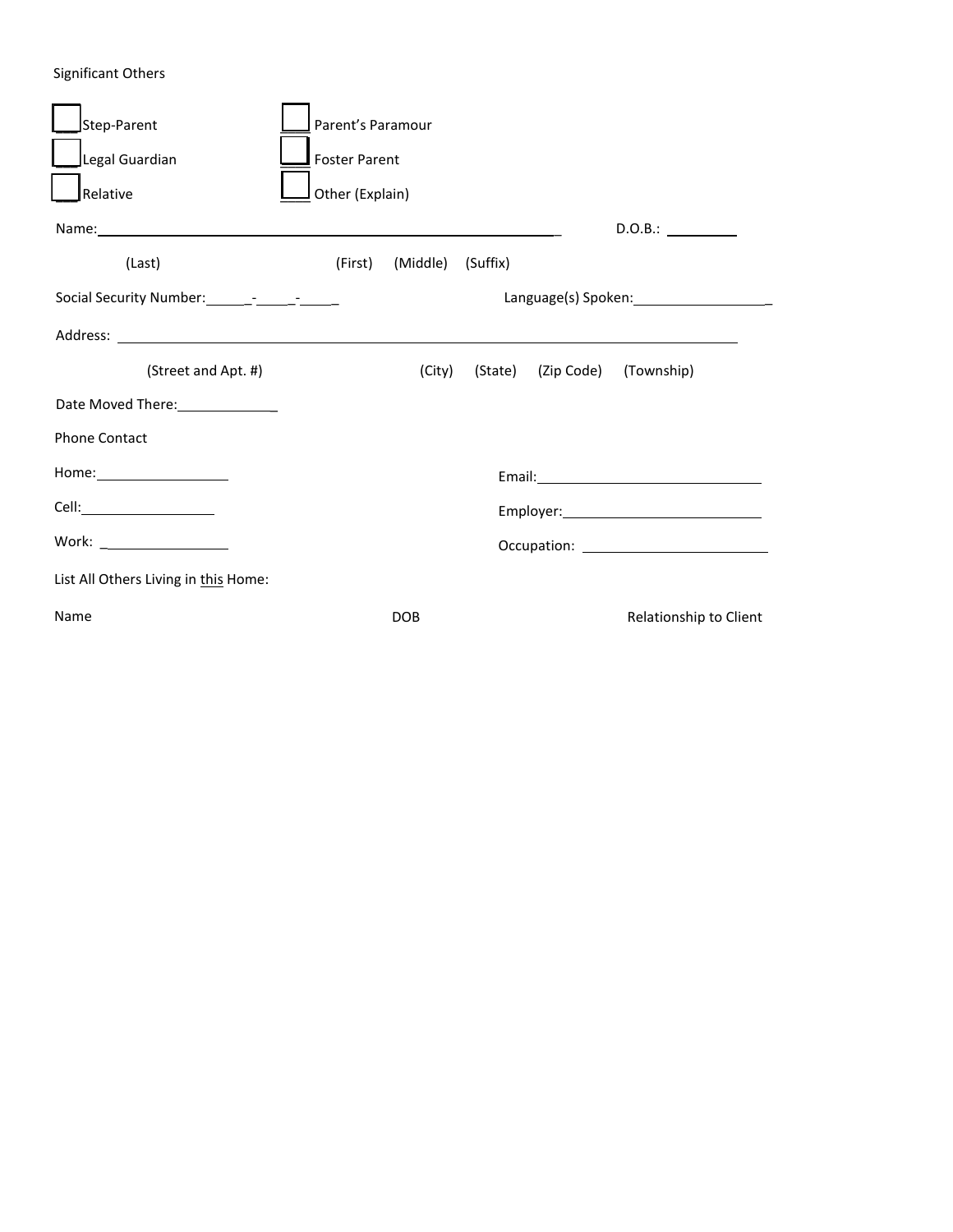Significant Others

☐ Step-Parent ☐ Parent's Paramour

☐ Legal Guardian ☐ Foster Parent

☐ Relative ☐ Other (Explain)

Name:_______________________________________________ D.O.B.: _________

(Last) (First) (Middle) (Suffix)

Social Security Number:_____-_____-_____ Language(s) Spoken:__________________

Address: ______________________________________________________________

(Street and Apt. #) (City) (State) (Zip Code) (Township)

Date Moved There:_____________

Phone Contact

Home:________________ Email:____________________________

Cell:________________ Employer:__________________________

Work: _______________ Occupation: ________________________

List All Others Living in this Home:

| Name | DOB | Relationship to Client |
|---|---|---|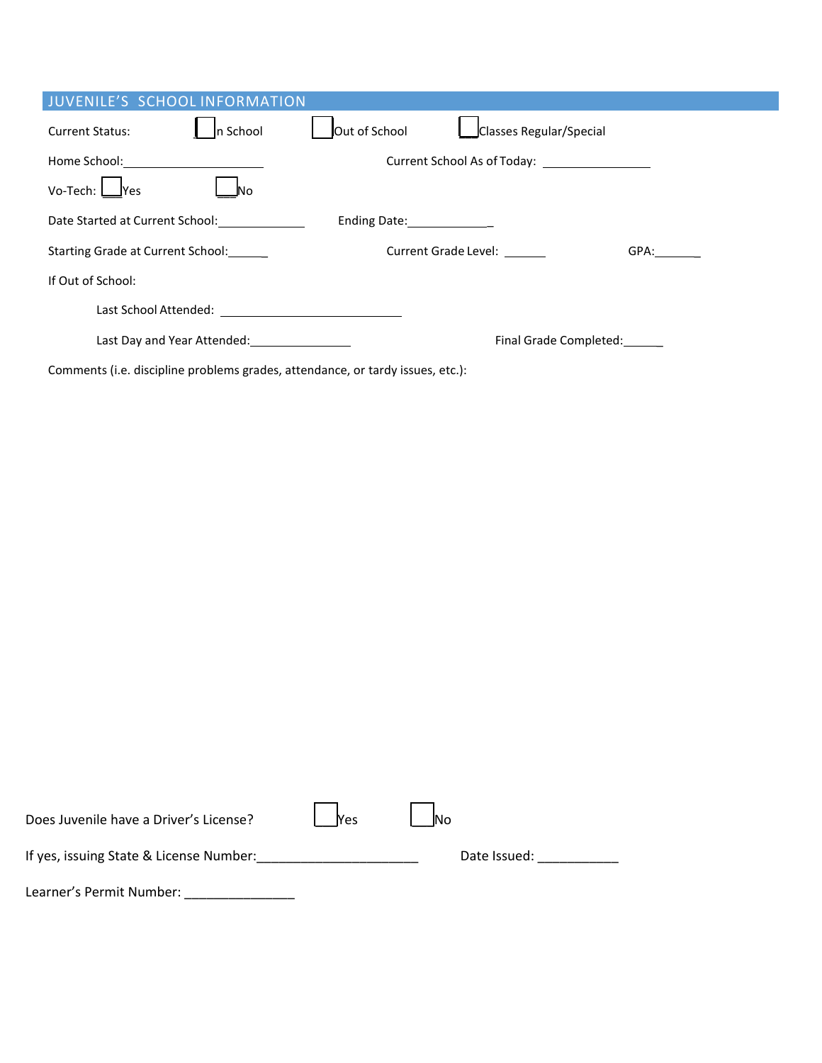## JUVENILE'S SCHOOL INFORMATION

Current Status: ☐ In School ☐ Out of School ☐ Classes Regular/Special

Home School:____________________ Current School As of Today: ________________

Vo-Tech: ☐ Yes ☐ No

Date Started at Current School:_____________ Ending Date:_____________

Starting Grade at Current School:______ Current Grade Level: ______ GPA:_______

If Out of School:

Last School Attended: ___________________________

Last Day and Year Attended:_______________ Final Grade Completed:______

Comments (i.e. discipline problems grades, attendance, or tardy issues, etc.):

Does Juvenile have a Driver's License? ☐ Yes ☐ No

If yes, issuing State & License Number:______________________ Date Issued: ___________

Learner's Permit Number: _______________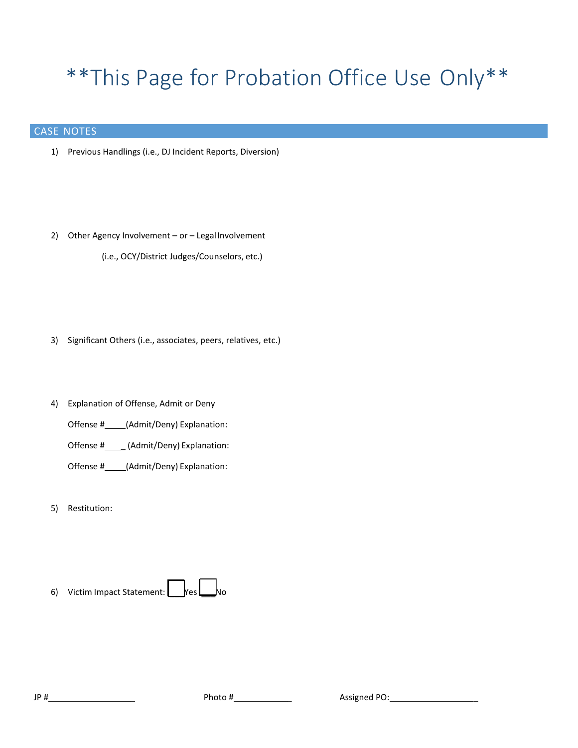# **This Page for Probation Office Use Only**

## CASE NOTES

1) Previous Handlings (i.e., DJ Incident Reports, Diversion)

2) Other Agency Involvement – or – Legal Involvement

   (i.e., OCY/District Judges/Counselors, etc.)

3) Significant Others (i.e., associates, peers, relatives, etc.)

4) Explanation of Offense, Admit or Deny

   Offense #_____(Admit/Deny) Explanation:

   Offense #_____ (Admit/Deny) Explanation:

   Offense #_____(Admit/Deny) Explanation:

5) Restitution:

6) Victim Impact Statement: ☐ Yes ☐ No

JP #__________________ Photo #____________ Assigned PO:___________________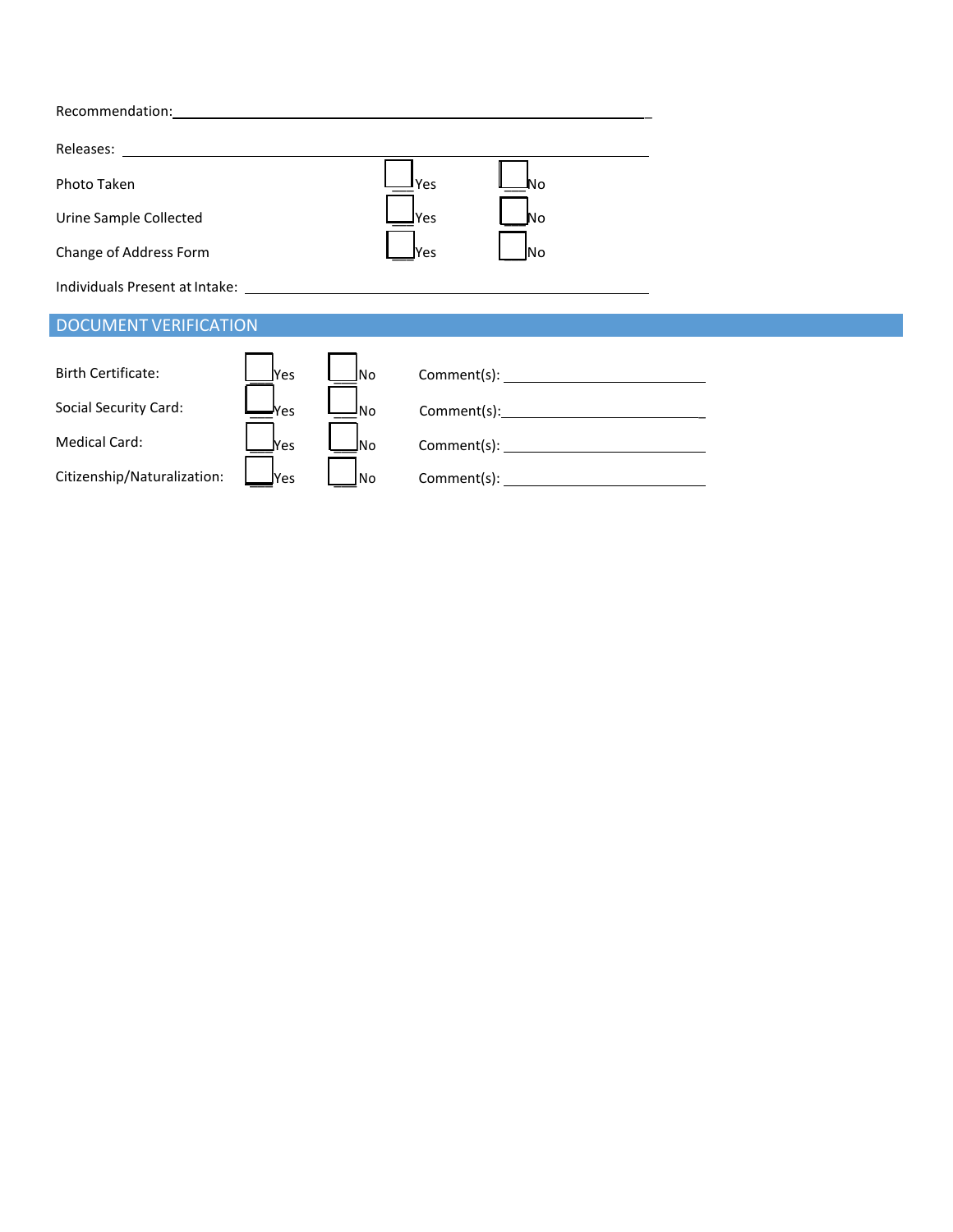Recommendation: ___________________________________________________________

Releases: ___________________________________________________________

Photo Taken ☐ Yes ☐ No

Urine Sample Collected ☐ Yes ☐ No

Change of Address Form ☐ Yes ☐ No

Individuals Present at Intake: ___________________________________________

## DOCUMENT VERIFICATION

Birth Certificate: ☐ Yes ☐ No Comment(s): ______________________________

Social Security Card: ☐ Yes ☐ No Comment(s): ______________________________

Medical Card: ☐ Yes ☐ No Comment(s): ______________________________

Citizenship/Naturalization: ☐ Yes ☐ No Comment(s): ______________________________